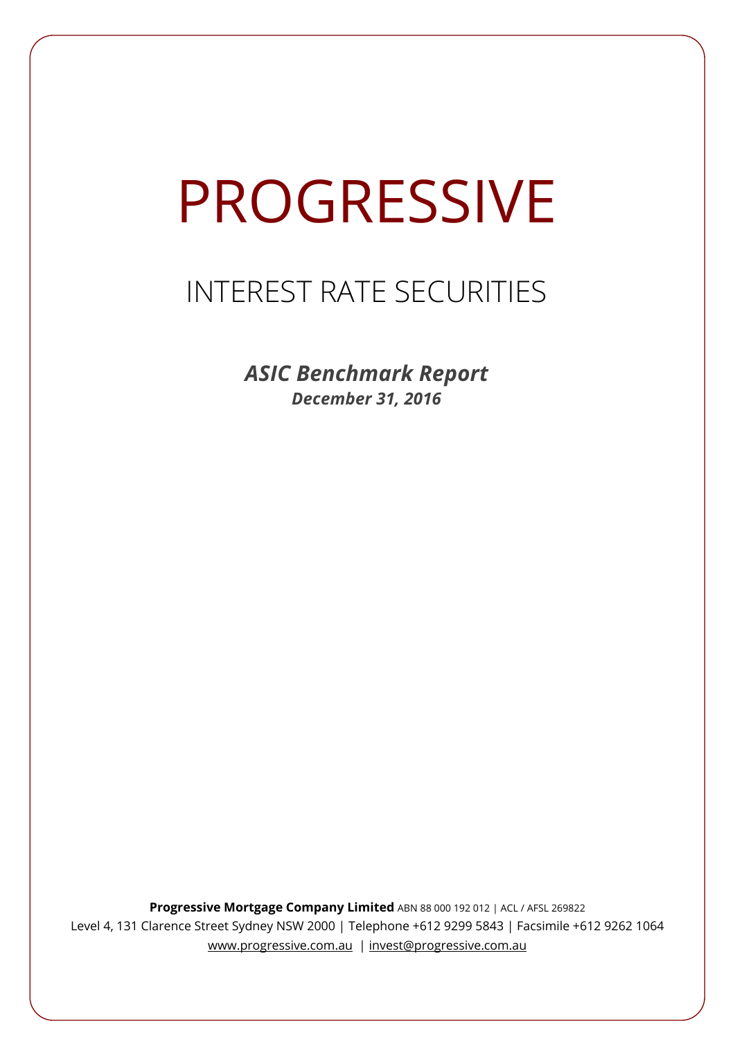# PROGRESSIVE

## INTEREST RATE SECURITIES

***ASIC Benchmark Report***

***December 31, 2016***

**Progressive Mortgage Company Limited** ABN 88 000 192 012 | ACL / AFSL 269822

Level 4, 131 Clarence Street Sydney NSW 2000 | Telephone +612 9299 5843 | Facsimile +612 9262 1064

www.progressive.com.au | invest@progressive.com.au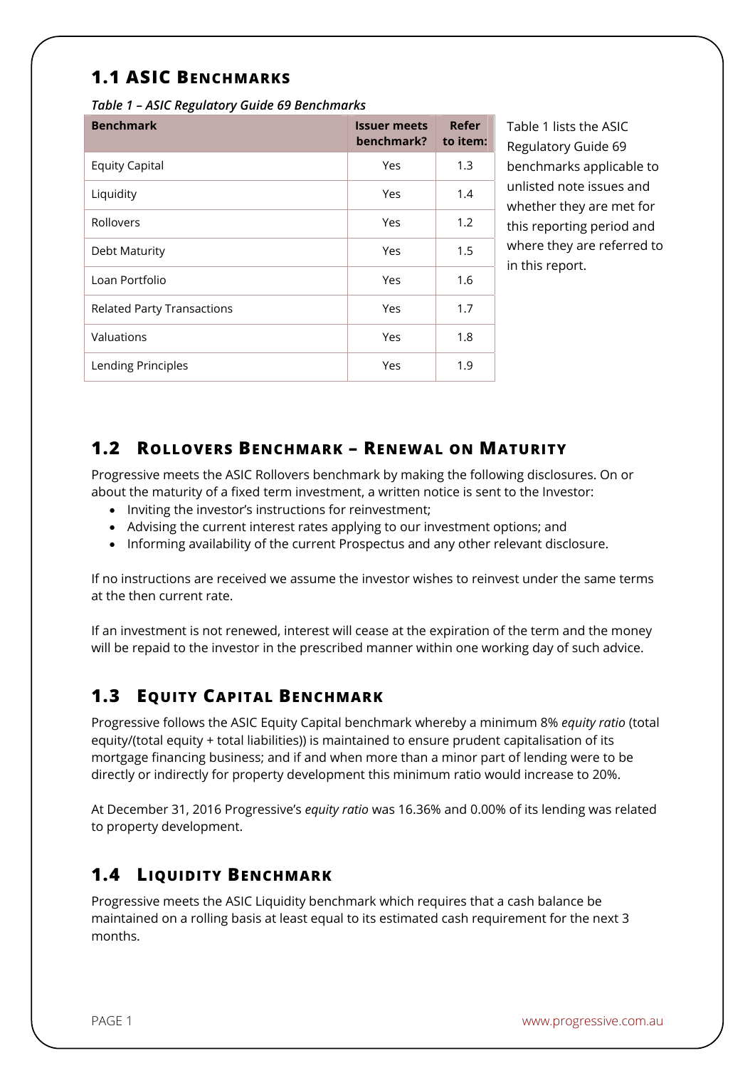## 1.1 ASIC Benchmarks

***Table 1 – ASIC Regulatory Guide 69 Benchmarks***

| Benchmark | Issuer meets benchmark? | Refer to item: |
|---|---|---|
| Equity Capital | Yes | 1.3 |
| Liquidity | Yes | 1.4 |
| Rollovers | Yes | 1.2 |
| Debt Maturity | Yes | 1.5 |
| Loan Portfolio | Yes | 1.6 |
| Related Party Transactions | Yes | 1.7 |
| Valuations | Yes | 1.8 |
| Lending Principles | Yes | 1.9 |

Table 1 lists the ASIC Regulatory Guide 69 benchmarks applicable to unlisted note issues and whether they are met for this reporting period and where they are referred to in this report.

## 1.2 Rollovers Benchmark – Renewal on Maturity

Progressive meets the ASIC Rollovers benchmark by making the following disclosures. On or about the maturity of a fixed term investment, a written notice is sent to the Investor:

- Inviting the investor's instructions for reinvestment;
- Advising the current interest rates applying to our investment options; and
- Informing availability of the current Prospectus and any other relevant disclosure.

If no instructions are received we assume the investor wishes to reinvest under the same terms at the then current rate.

If an investment is not renewed, interest will cease at the expiration of the term and the money will be repaid to the investor in the prescribed manner within one working day of such advice.

## 1.3 Equity Capital Benchmark

Progressive follows the ASIC Equity Capital benchmark whereby a minimum 8% *equity ratio* (total equity/(total equity + total liabilities)) is maintained to ensure prudent capitalisation of its mortgage financing business; and if and when more than a minor part of lending were to be directly or indirectly for property development this minimum ratio would increase to 20%.

At December 31, 2016 Progressive's *equity ratio* was 16.36% and 0.00% of its lending was related to property development.

## 1.4 Liquidity Benchmark

Progressive meets the ASIC Liquidity benchmark which requires that a cash balance be maintained on a rolling basis at least equal to its estimated cash requirement for the next 3 months.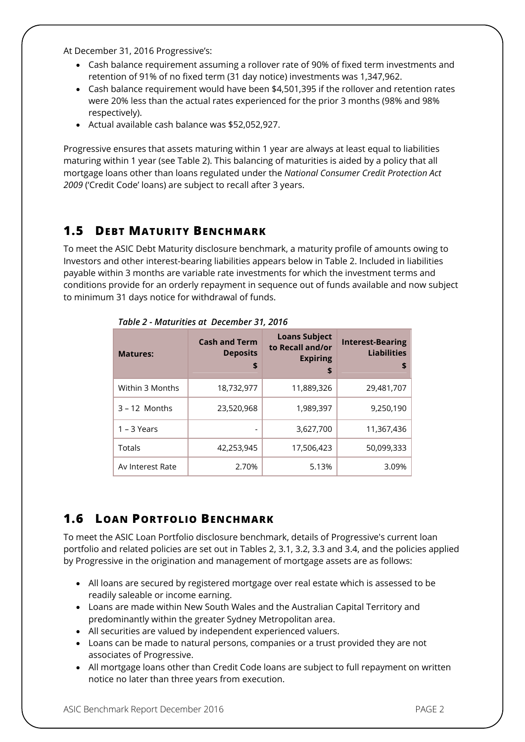At December 31, 2016 Progressive's:

- Cash balance requirement assuming a rollover rate of 90% of fixed term investments and retention of 91% of no fixed term (31 day notice) investments was 1,347,962.
- Cash balance requirement would have been $4,501,395 if the rollover and retention rates were 20% less than the actual rates experienced for the prior 3 months (98% and 98% respectively).
- Actual available cash balance was $52,052,927.

Progressive ensures that assets maturing within 1 year are always at least equal to liabilities maturing within 1 year (see Table 2). This balancing of maturities is aided by a policy that all mortgage loans other than loans regulated under the *National Consumer Credit Protection Act 2009* ('Credit Code' loans) are subject to recall after 3 years.

## 1.5 Debt Maturity Benchmark

To meet the ASIC Debt Maturity disclosure benchmark, a maturity profile of amounts owing to Investors and other interest-bearing liabilities appears below in Table 2. Included in liabilities payable within 3 months are variable rate investments for which the investment terms and conditions provide for an orderly repayment in sequence out of funds available and now subject to minimum 31 days notice for withdrawal of funds.

*Table 2 - Maturities at December 31, 2016*

| Matures: | Cash and Term Deposits $ | Loans Subject to Recall and/or Expiring $ | Interest-Bearing Liabilities $ |
|---|---|---|---|
| Within 3 Months | 18,732,977 | 11,889,326 | 29,481,707 |
| 3 – 12 Months | 23,520,968 | 1,989,397 | 9,250,190 |
| 1 – 3 Years | - | 3,627,700 | 11,367,436 |
| Totals | 42,253,945 | 17,506,423 | 50,099,333 |
| Av Interest Rate | 2.70% | 5.13% | 3.09% |

## 1.6 Loan Portfolio Benchmark

To meet the ASIC Loan Portfolio disclosure benchmark, details of Progressive's current loan portfolio and related policies are set out in Tables 2, 3.1, 3.2, 3.3 and 3.4, and the policies applied by Progressive in the origination and management of mortgage assets are as follows:

- All loans are secured by registered mortgage over real estate which is assessed to be readily saleable or income earning.
- Loans are made within New South Wales and the Australian Capital Territory and predominantly within the greater Sydney Metropolitan area.
- All securities are valued by independent experienced valuers.
- Loans can be made to natural persons, companies or a trust provided they are not associates of Progressive.
- All mortgage loans other than Credit Code loans are subject to full repayment on written notice no later than three years from execution.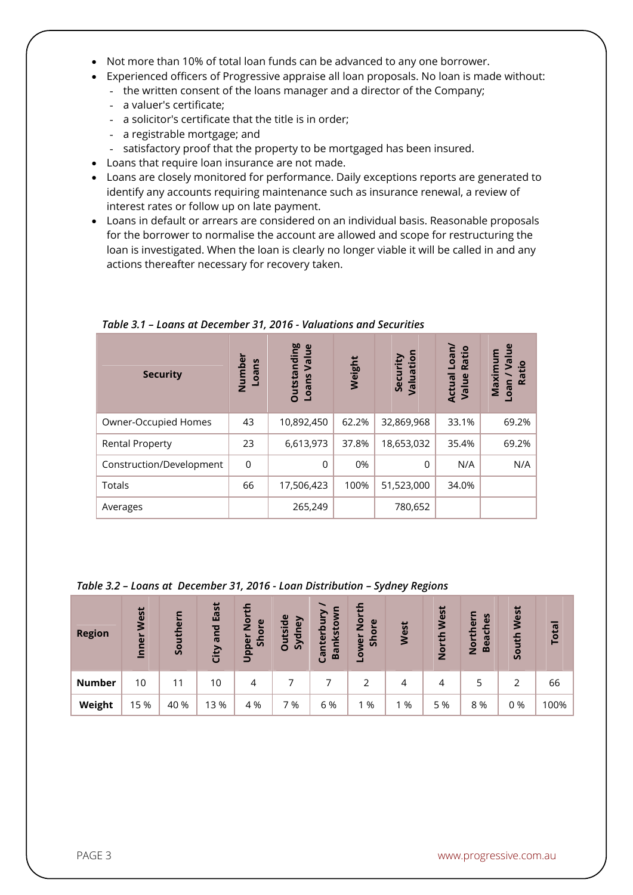- Not more than 10% of total loan funds can be advanced to any one borrower.
- Experienced officers of Progressive appraise all loan proposals. No loan is made without:
  - the written consent of the loans manager and a director of the Company;
  - a valuer's certificate;
  - a solicitor's certificate that the title is in order;
  - a registrable mortgage; and
  - satisfactory proof that the property to be mortgaged has been insured.
- Loans that require loan insurance are not made.
- Loans are closely monitored for performance. Daily exceptions reports are generated to identify any accounts requiring maintenance such as insurance renewal, a review of interest rates or follow up on late payment.
- Loans in default or arrears are considered on an individual basis. Reasonable proposals for the borrower to normalise the account are allowed and scope for restructuring the loan is investigated. When the loan is clearly no longer viable it will be called in and any actions thereafter necessary for recovery taken.

*Table 3.1 – Loans at December 31, 2016 - Valuations and Securities*

| Security | Number Loans | Outstanding Loans Value | Weight | Security Valuation | Actual Loan/ Value Ratio | Maximum Loan / Value Ratio |
|---|---|---|---|---|---|---|
| Owner-Occupied Homes | 43 | 10,892,450 | 62.2% | 32,869,968 | 33.1% | 69.2% |
| Rental Property | 23 | 6,613,973 | 37.8% | 18,653,032 | 35.4% | 69.2% |
| Construction/Development | 0 | 0 | 0% | 0 | N/A | N/A |
| Totals | 66 | 17,506,423 | 100% | 51,523,000 | 34.0% | |
| Averages | | 265,249 | | 780,652 | | |

*Table 3.2 – Loans at December 31, 2016 - Loan Distribution – Sydney Regions*

| Region | Inner West | Southern | City and East | Upper North Shore | Outside Sydney | Canterbury / Bankstown | Lower North Shore | West | North West | Northern Beaches | South West | Total |
|---|---|---|---|---|---|---|---|---|---|---|---|---|
| **Number** | 10 | 11 | 10 | 4 | 7 | 7 | 2 | 4 | 4 | 5 | 2 | 66 |
| **Weight** | 15 % | 40 % | 13 % | 4 % | 7 % | 6 % | 1 % | 1 % | 5 % | 8 % | 0 % | 100% |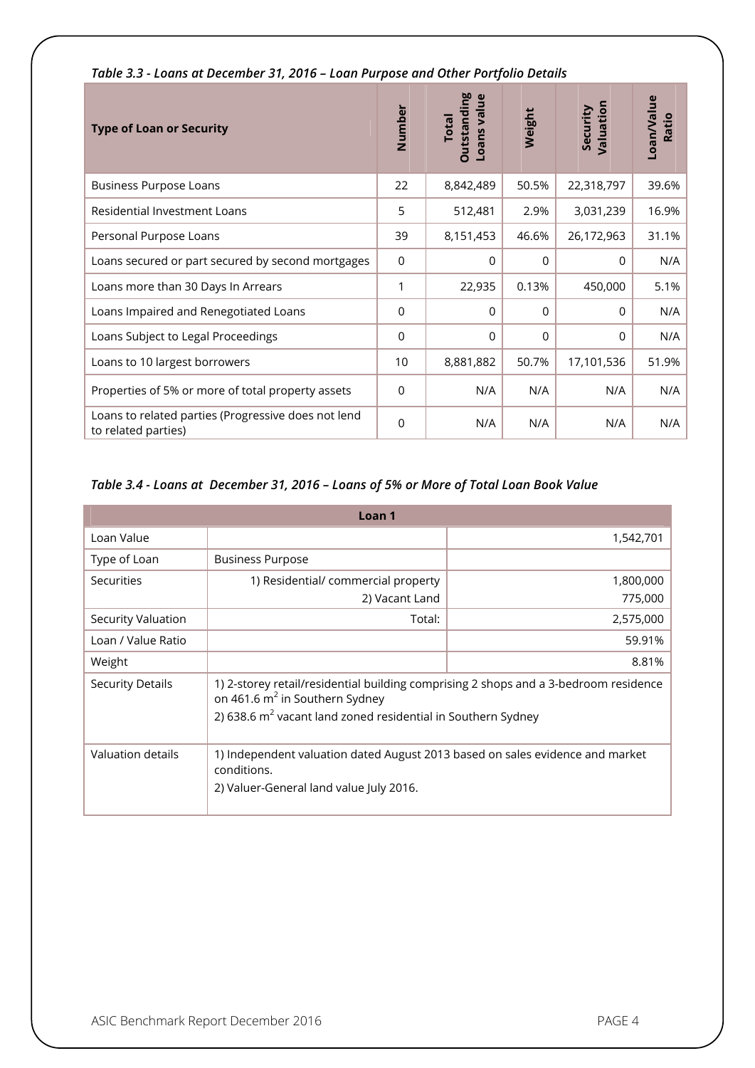*Table 3.3 - Loans at December 31, 2016 – Loan Purpose and Other Portfolio Details*

| Type of Loan or Security | Number | Total Outstanding Loans value | Weight | Security Valuation | Loan/Value Ratio |
|---|---|---|---|---|---|
| Business Purpose Loans | 22 | 8,842,489 | 50.5% | 22,318,797 | 39.6% |
| Residential Investment Loans | 5 | 512,481 | 2.9% | 3,031,239 | 16.9% |
| Personal Purpose Loans | 39 | 8,151,453 | 46.6% | 26,172,963 | 31.1% |
| Loans secured or part secured by second mortgages | 0 | 0 | 0 | 0 | N/A |
| Loans more than 30 Days In Arrears | 1 | 22,935 | 0.13% | 450,000 | 5.1% |
| Loans Impaired and Renegotiated Loans | 0 | 0 | 0 | 0 | N/A |
| Loans Subject to Legal Proceedings | 0 | 0 | 0 | 0 | N/A |
| Loans to 10 largest borrowers | 10 | 8,881,882 | 50.7% | 17,101,536 | 51.9% |
| Properties of 5% or more of total property assets | 0 | N/A | N/A | N/A | N/A |
| Loans to related parties (Progressive does not lend to related parties) | 0 | N/A | N/A | N/A | N/A |

*Table 3.4 - Loans at December 31, 2016 – Loans of 5% or More of Total Loan Book Value*

| Loan 1 | | |
|---|---|---|
| Loan Value | | 1,542,701 |
| Type of Loan | Business Purpose | |
| Securities | 1) Residential/ commercial property<br>2) Vacant Land | 1,800,000<br>775,000 |
| Security Valuation | Total: | 2,575,000 |
| Loan / Value Ratio | | 59.91% |
| Weight | | 8.81% |
| Security Details | 1) 2-storey retail/residential building comprising 2 shops and a 3-bedroom residence on 461.6 $m^2$ in Southern Sydney<br>2) 638.6 $m^2$ vacant land zoned residential in Southern Sydney | |
| Valuation details | 1) Independent valuation dated August 2013 based on sales evidence and market conditions.<br>2) Valuer-General land value July 2016. | |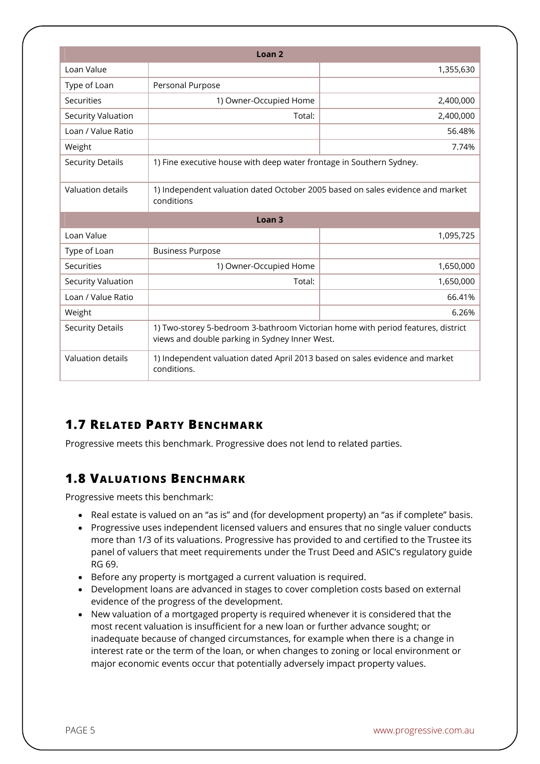| Loan 2 | | |
|---|---|---|
| Loan Value | | 1,355,630 |
| Type of Loan | Personal Purpose | |
| Securities | 1) Owner-Occupied Home | 2,400,000 |
| Security Valuation | Total: | 2,400,000 |
| Loan / Value Ratio | | 56.48% |
| Weight | | 7.74% |
| Security Details | 1) Fine executive house with deep water frontage in Southern Sydney. | |
| Valuation details | 1) Independent valuation dated October 2005 based on sales evidence and market conditions | |

| Loan 3 | | |
|---|---|---|
| Loan Value | | 1,095,725 |
| Type of Loan | Business Purpose | |
| Securities | 1) Owner-Occupied Home | 1,650,000 |
| Security Valuation | Total: | 1,650,000 |
| Loan / Value Ratio | | 66.41% |
| Weight | | 6.26% |
| Security Details | 1) Two-storey 5-bedroom 3-bathroom Victorian home with period features, district views and double parking in Sydney Inner West. | |
| Valuation details | 1) Independent valuation dated April 2013 based on sales evidence and market conditions. | |

## 1.7 Related Party Benchmark

Progressive meets this benchmark. Progressive does not lend to related parties.

## 1.8 Valuations Benchmark

Progressive meets this benchmark:

- Real estate is valued on an "as is" and (for development property) an "as if complete" basis.
- Progressive uses independent licensed valuers and ensures that no single valuer conducts more than 1/3 of its valuations. Progressive has provided to and certified to the Trustee its panel of valuers that meet requirements under the Trust Deed and ASIC's regulatory guide RG 69.
- Before any property is mortgaged a current valuation is required.
- Development loans are advanced in stages to cover completion costs based on external evidence of the progress of the development.
- New valuation of a mortgaged property is required whenever it is considered that the most recent valuation is insufficient for a new loan or further advance sought; or inadequate because of changed circumstances, for example when there is a change in interest rate or the term of the loan, or when changes to zoning or local environment or major economic events occur that potentially adversely impact property values.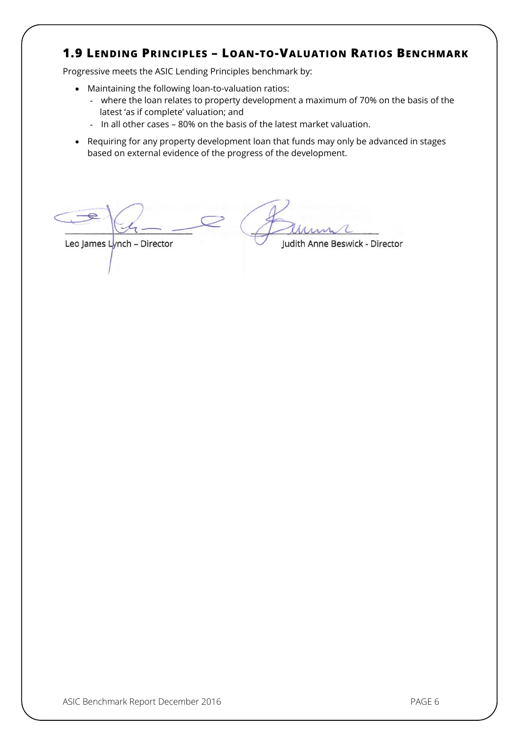## 1.9 Lending Principles – Loan-to-Valuation Ratios Benchmark

Progressive meets the ASIC Lending Principles benchmark by:

- Maintaining the following loan-to-valuation ratios:
  - where the loan relates to property development a maximum of 70% on the basis of the latest 'as if complete' valuation; and
  - In all other cases – 80% on the basis of the latest market valuation.
- Requiring for any property development loan that funds may only be advanced in stages based on external evidence of the progress of the development.

Leo James Lynch – Director

Judith Anne Beswick - Director